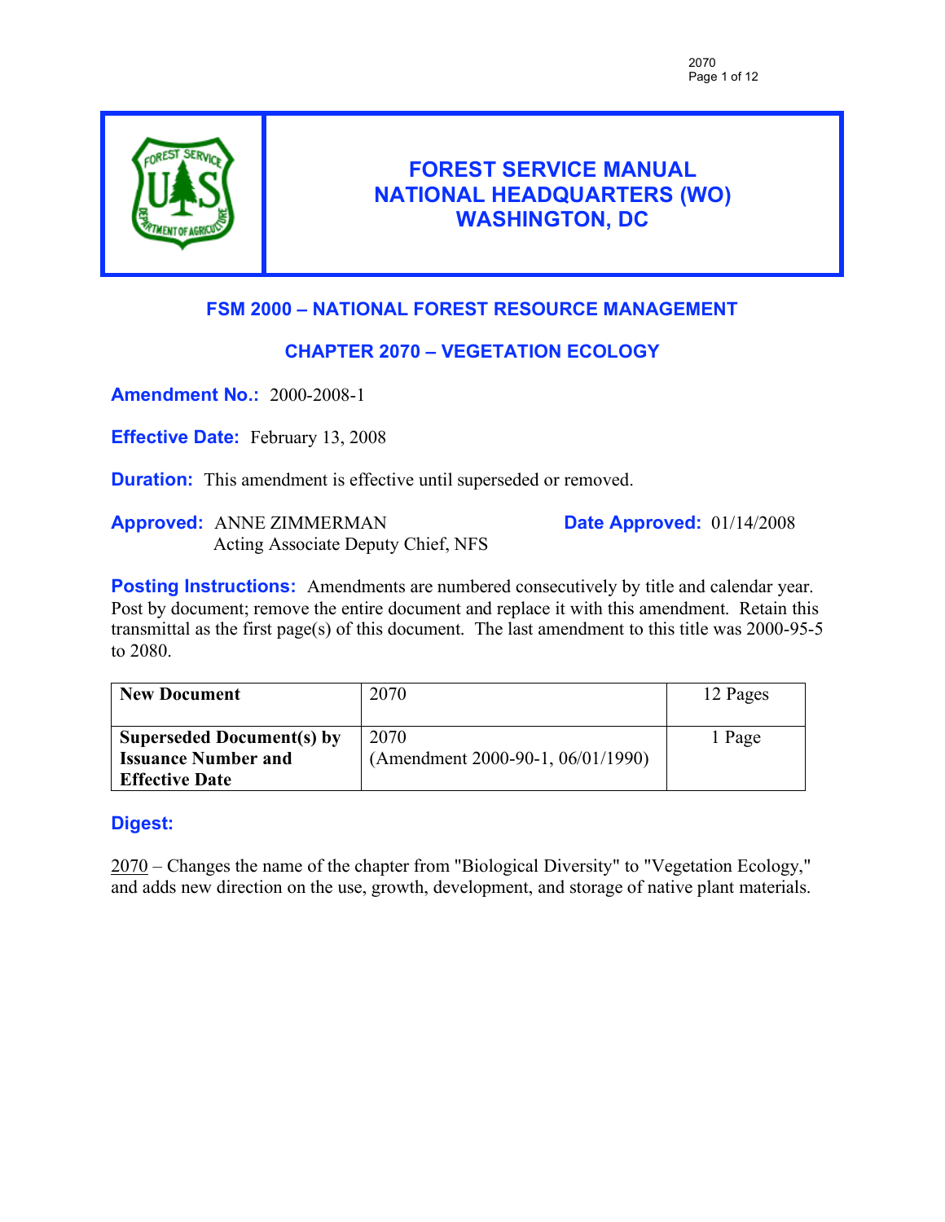# FOREST SERVICE MANUAL
# NATIONAL HEADQUARTERS (WO)
# WASHINGTON, DC

## FSM 2000 – NATIONAL FOREST RESOURCE MANAGEMENT

## CHAPTER 2070 – VEGETATION ECOLOGY

**Amendment No.:** 2000-2008-1

**Effective Date:** February 13, 2008

**Duration:** This amendment is effective until superseded or removed.

**Approved:** ANNE ZIMMERMAN
Acting Associate Deputy Chief, NFS

**Date Approved:** 01/14/2008

**Posting Instructions:** Amendments are numbered consecutively by title and calendar year. Post by document; remove the entire document and replace it with this amendment. Retain this transmittal as the first page(s) of this document. The last amendment to this title was 2000-95-5 to 2080.

| **New Document** | 2070 | 12 Pages |
|---|---|---|
| **Superseded Document(s) by Issuance Number and Effective Date** | 2070 (Amendment 2000-90-1, 06/01/1990) | 1 Page |

**Digest:**

2070 – Changes the name of the chapter from "Biological Diversity" to "Vegetation Ecology," and adds new direction on the use, growth, development, and storage of native plant materials.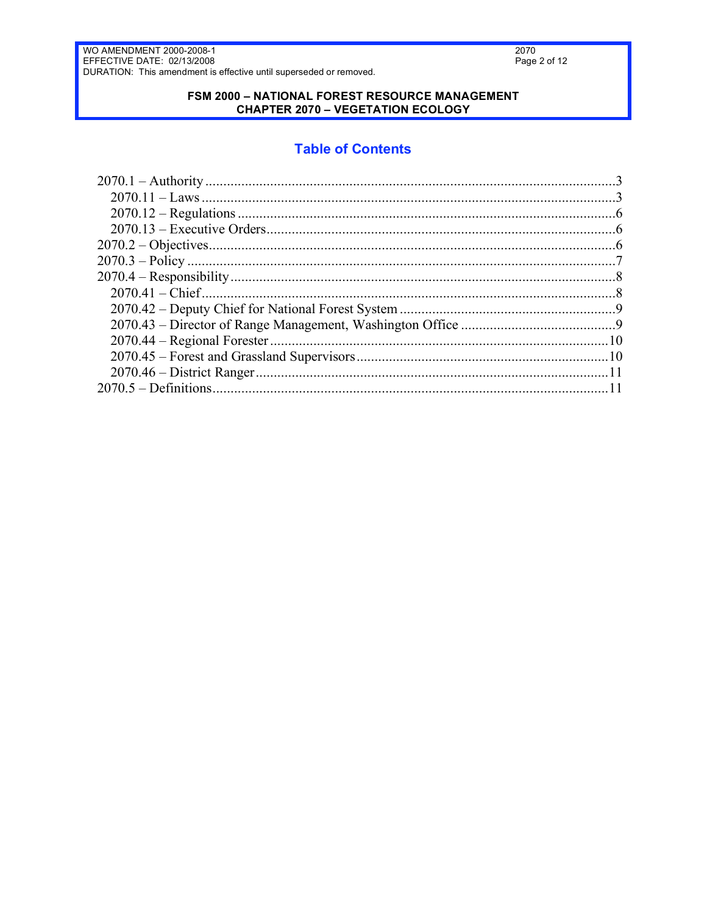## Table of Contents

2070.1 – Authority ....................................................................................................3
  2070.11 – Laws ....................................................................................................3
  2070.12 – Regulations ..........................................................................................6
  2070.13 – Executive Orders ...................................................................................6
2070.2 – Objectives ..................................................................................................6
2070.3 – Policy .........................................................................................................7
2070.4 – Responsibility ............................................................................................8
  2070.41 – Chief ....................................................................................................8
  2070.42 – Deputy Chief for National Forest System .............................................9
  2070.43 – Director of Range Management, Washington Office ............................9
  2070.44 – Regional Forester ...............................................................................10
  2070.45 – Forest and Grassland Supervisors ......................................................10
  2070.46 – District Ranger ...................................................................................11
2070.5 – Definitions ...............................................................................................11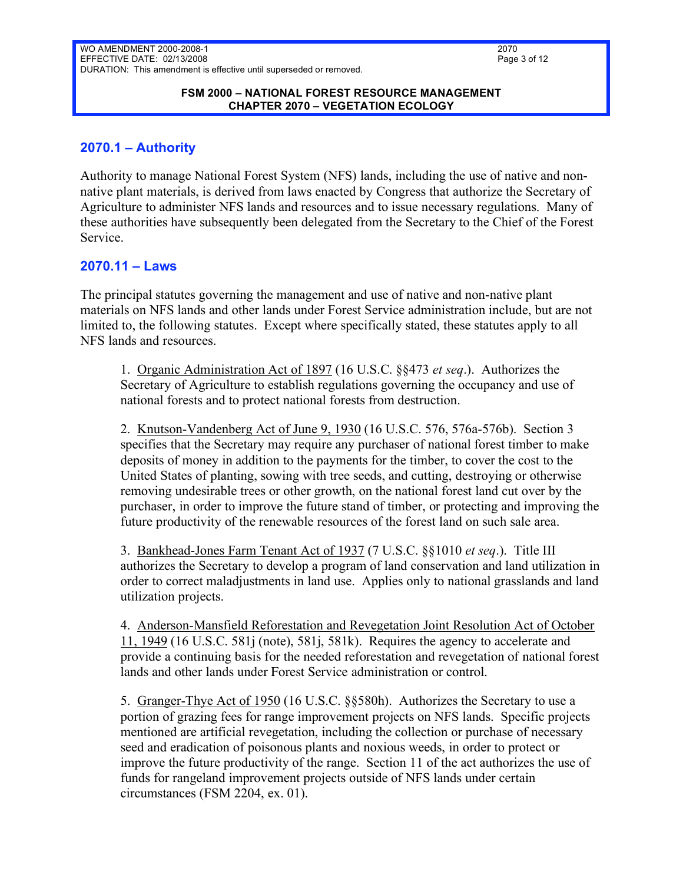## 2070.1 – Authority

Authority to manage National Forest System (NFS) lands, including the use of native and non-native plant materials, is derived from laws enacted by Congress that authorize the Secretary of Agriculture to administer NFS lands and resources and to issue necessary regulations. Many of these authorities have subsequently been delegated from the Secretary to the Chief of the Forest Service.

## 2070.11 – Laws

The principal statutes governing the management and use of native and non-native plant materials on NFS lands and other lands under Forest Service administration include, but are not limited to, the following statutes. Except where specifically stated, these statutes apply to all NFS lands and resources.

1. Organic Administration Act of 1897 (16 U.S.C. §§473 *et seq*.). Authorizes the Secretary of Agriculture to establish regulations governing the occupancy and use of national forests and to protect national forests from destruction.

2. Knutson-Vandenberg Act of June 9, 1930 (16 U.S.C. 576, 576a-576b). Section 3 specifies that the Secretary may require any purchaser of national forest timber to make deposits of money in addition to the payments for the timber, to cover the cost to the United States of planting, sowing with tree seeds, and cutting, destroying or otherwise removing undesirable trees or other growth, on the national forest land cut over by the purchaser, in order to improve the future stand of timber, or protecting and improving the future productivity of the renewable resources of the forest land on such sale area.

3. Bankhead-Jones Farm Tenant Act of 1937 (7 U.S.C. §§1010 *et seq*.). Title III authorizes the Secretary to develop a program of land conservation and land utilization in order to correct maladjustments in land use. Applies only to national grasslands and land utilization projects.

4. Anderson-Mansfield Reforestation and Revegetation Joint Resolution Act of October 11, 1949 (16 U.S.C. 581j (note), 581j, 581k). Requires the agency to accelerate and provide a continuing basis for the needed reforestation and revegetation of national forest lands and other lands under Forest Service administration or control.

5. Granger-Thye Act of 1950 (16 U.S.C. §§580h). Authorizes the Secretary to use a portion of grazing fees for range improvement projects on NFS lands. Specific projects mentioned are artificial revegetation, including the collection or purchase of necessary seed and eradication of poisonous plants and noxious weeds, in order to protect or improve the future productivity of the range. Section 11 of the act authorizes the use of funds for rangeland improvement projects outside of NFS lands under certain circumstances (FSM 2204, ex. 01).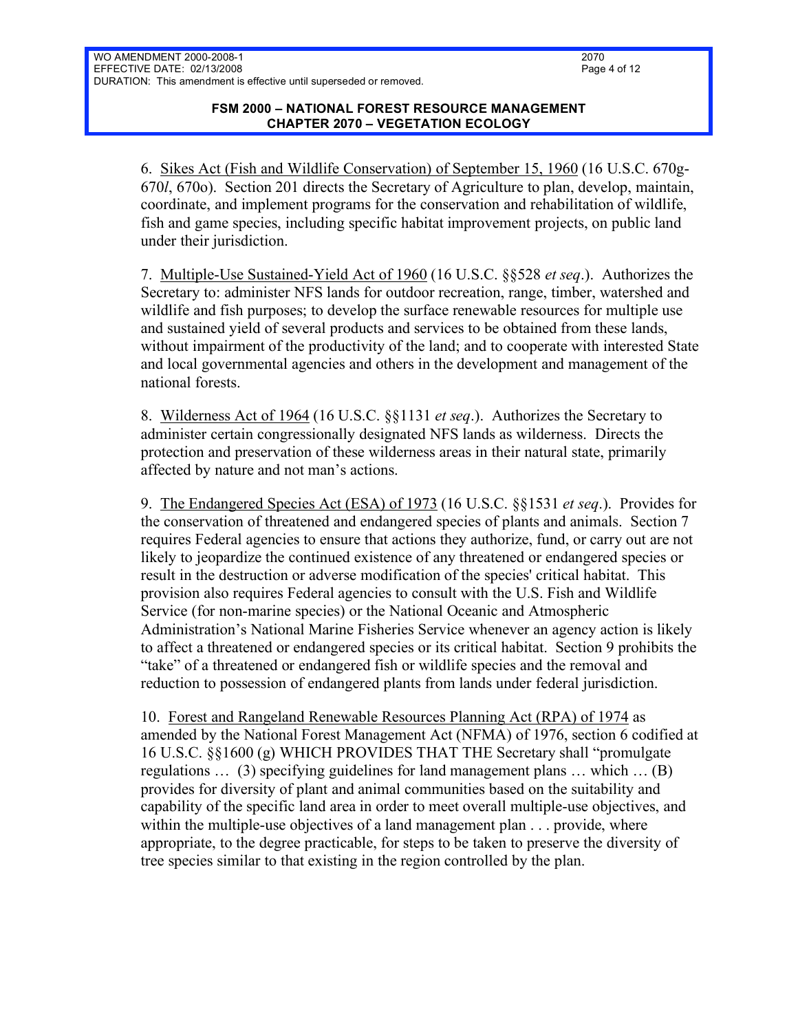6. Sikes Act (Fish and Wildlife Conservation) of September 15, 1960 (16 U.S.C. 670g-670*l*, 670o). Section 201 directs the Secretary of Agriculture to plan, develop, maintain, coordinate, and implement programs for the conservation and rehabilitation of wildlife, fish and game species, including specific habitat improvement projects, on public land under their jurisdiction.

7. Multiple-Use Sustained-Yield Act of 1960 (16 U.S.C. §§528 *et seq*.). Authorizes the Secretary to: administer NFS lands for outdoor recreation, range, timber, watershed and wildlife and fish purposes; to develop the surface renewable resources for multiple use and sustained yield of several products and services to be obtained from these lands, without impairment of the productivity of the land; and to cooperate with interested State and local governmental agencies and others in the development and management of the national forests.

8. Wilderness Act of 1964 (16 U.S.C. §§1131 *et seq*.). Authorizes the Secretary to administer certain congressionally designated NFS lands as wilderness. Directs the protection and preservation of these wilderness areas in their natural state, primarily affected by nature and not man's actions.

9. The Endangered Species Act (ESA) of 1973 (16 U.S.C. §§1531 *et seq*.). Provides for the conservation of threatened and endangered species of plants and animals. Section 7 requires Federal agencies to ensure that actions they authorize, fund, or carry out are not likely to jeopardize the continued existence of any threatened or endangered species or result in the destruction or adverse modification of the species' critical habitat. This provision also requires Federal agencies to consult with the U.S. Fish and Wildlife Service (for non-marine species) or the National Oceanic and Atmospheric Administration's National Marine Fisheries Service whenever an agency action is likely to affect a threatened or endangered species or its critical habitat. Section 9 prohibits the "take" of a threatened or endangered fish or wildlife species and the removal and reduction to possession of endangered plants from lands under federal jurisdiction.

10. Forest and Rangeland Renewable Resources Planning Act (RPA) of 1974 as amended by the National Forest Management Act (NFMA) of 1976, section 6 codified at 16 U.S.C. §§1600 (g) WHICH PROVIDES THAT THE Secretary shall "promulgate regulations … (3) specifying guidelines for land management plans … which … (B) provides for diversity of plant and animal communities based on the suitability and capability of the specific land area in order to meet overall multiple-use objectives, and within the multiple-use objectives of a land management plan . . . provide, where appropriate, to the degree practicable, for steps to be taken to preserve the diversity of tree species similar to that existing in the region controlled by the plan.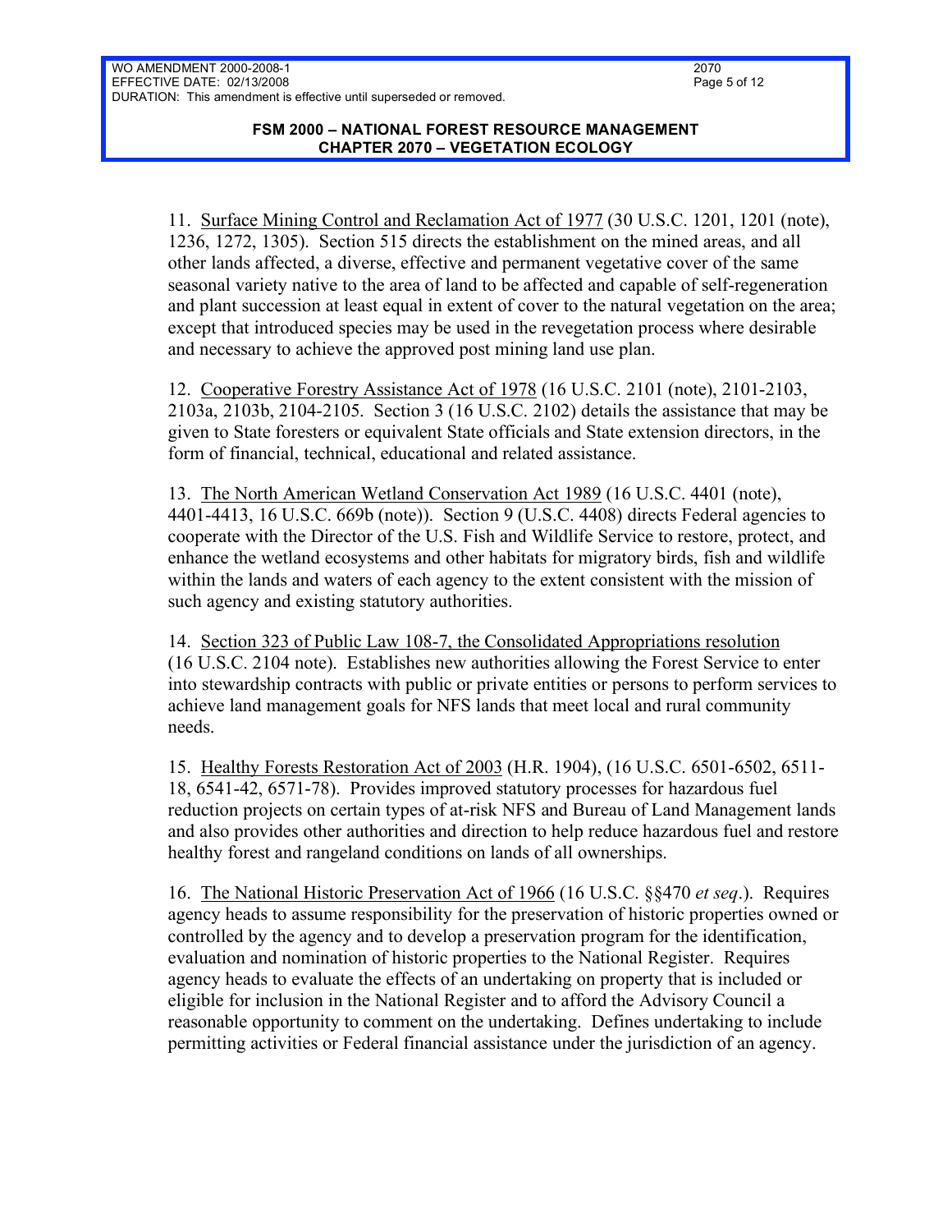11. <u>Surface Mining Control and Reclamation Act of 1977</u> (30 U.S.C. 1201, 1201 (note), 1236, 1272, 1305). Section 515 directs the establishment on the mined areas, and all other lands affected, a diverse, effective and permanent vegetative cover of the same seasonal variety native to the area of land to be affected and capable of self-regeneration and plant succession at least equal in extent of cover to the natural vegetation on the area; except that introduced species may be used in the revegetation process where desirable and necessary to achieve the approved post mining land use plan.

12. <u>Cooperative Forestry Assistance Act of 1978</u> (16 U.S.C. 2101 (note), 2101-2103, 2103a, 2103b, 2104-2105. Section 3 (16 U.S.C. 2102) details the assistance that may be given to State foresters or equivalent State officials and State extension directors, in the form of financial, technical, educational and related assistance.

13. <u>The North American Wetland Conservation Act 1989</u> (16 U.S.C. 4401 (note), 4401-4413, 16 U.S.C. 669b (note)). Section 9 (U.S.C. 4408) directs Federal agencies to cooperate with the Director of the U.S. Fish and Wildlife Service to restore, protect, and enhance the wetland ecosystems and other habitats for migratory birds, fish and wildlife within the lands and waters of each agency to the extent consistent with the mission of such agency and existing statutory authorities.

14. <u>Section 323 of Public Law 108-7, the Consolidated Appropriations resolution</u> (16 U.S.C. 2104 note). Establishes new authorities allowing the Forest Service to enter into stewardship contracts with public or private entities or persons to perform services to achieve land management goals for NFS lands that meet local and rural community needs.

15. <u>Healthy Forests Restoration Act of 2003</u> (H.R. 1904), (16 U.S.C. 6501-6502, 6511-18, 6541-42, 6571-78). Provides improved statutory processes for hazardous fuel reduction projects on certain types of at-risk NFS and Bureau of Land Management lands and also provides other authorities and direction to help reduce hazardous fuel and restore healthy forest and rangeland conditions on lands of all ownerships.

16. <u>The National Historic Preservation Act of 1966</u> (16 U.S.C. §§470 *et seq*.). Requires agency heads to assume responsibility for the preservation of historic properties owned or controlled by the agency and to develop a preservation program for the identification, evaluation and nomination of historic properties to the National Register. Requires agency heads to evaluate the effects of an undertaking on property that is included or eligible for inclusion in the National Register and to afford the Advisory Council a reasonable opportunity to comment on the undertaking. Defines undertaking to include permitting activities or Federal financial assistance under the jurisdiction of an agency.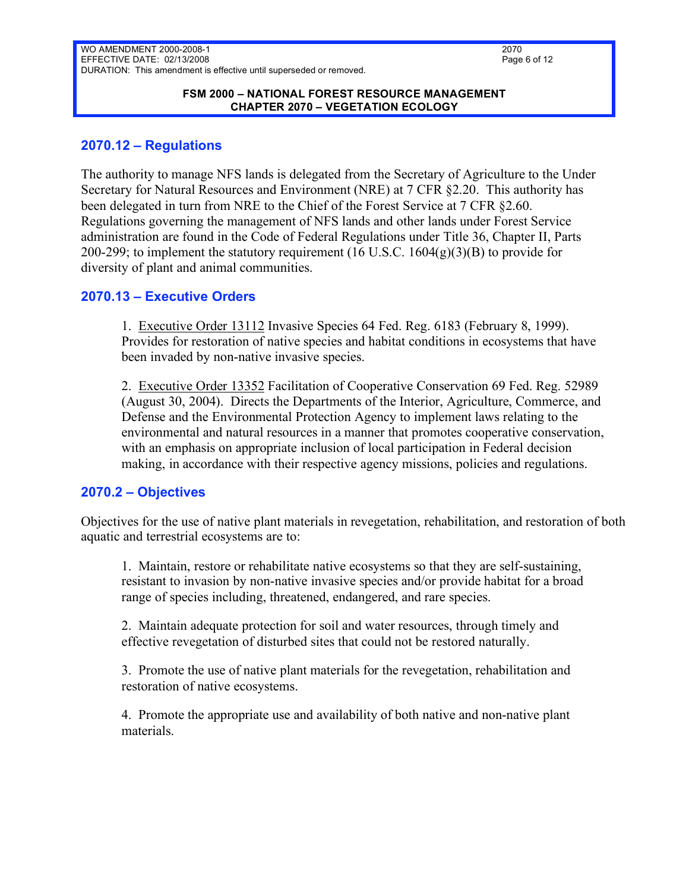## 2070.12 – Regulations

The authority to manage NFS lands is delegated from the Secretary of Agriculture to the Under Secretary for Natural Resources and Environment (NRE) at 7 CFR §2.20. This authority has been delegated in turn from NRE to the Chief of the Forest Service at 7 CFR §2.60. Regulations governing the management of NFS lands and other lands under Forest Service administration are found in the Code of Federal Regulations under Title 36, Chapter II, Parts 200-299; to implement the statutory requirement (16 U.S.C. 1604(g)(3)(B) to provide for diversity of plant and animal communities.

## 2070.13 – Executive Orders

1. Executive Order 13112 Invasive Species 64 Fed. Reg. 6183 (February 8, 1999). Provides for restoration of native species and habitat conditions in ecosystems that have been invaded by non-native invasive species.

2. Executive Order 13352 Facilitation of Cooperative Conservation 69 Fed. Reg. 52989 (August 30, 2004). Directs the Departments of the Interior, Agriculture, Commerce, and Defense and the Environmental Protection Agency to implement laws relating to the environmental and natural resources in a manner that promotes cooperative conservation, with an emphasis on appropriate inclusion of local participation in Federal decision making, in accordance with their respective agency missions, policies and regulations.

## 2070.2 – Objectives

Objectives for the use of native plant materials in revegetation, rehabilitation, and restoration of both aquatic and terrestrial ecosystems are to:

1. Maintain, restore or rehabilitate native ecosystems so that they are self-sustaining, resistant to invasion by non-native invasive species and/or provide habitat for a broad range of species including, threatened, endangered, and rare species.

2. Maintain adequate protection for soil and water resources, through timely and effective revegetation of disturbed sites that could not be restored naturally.

3. Promote the use of native plant materials for the revegetation, rehabilitation and restoration of native ecosystems.

4. Promote the appropriate use and availability of both native and non-native plant materials.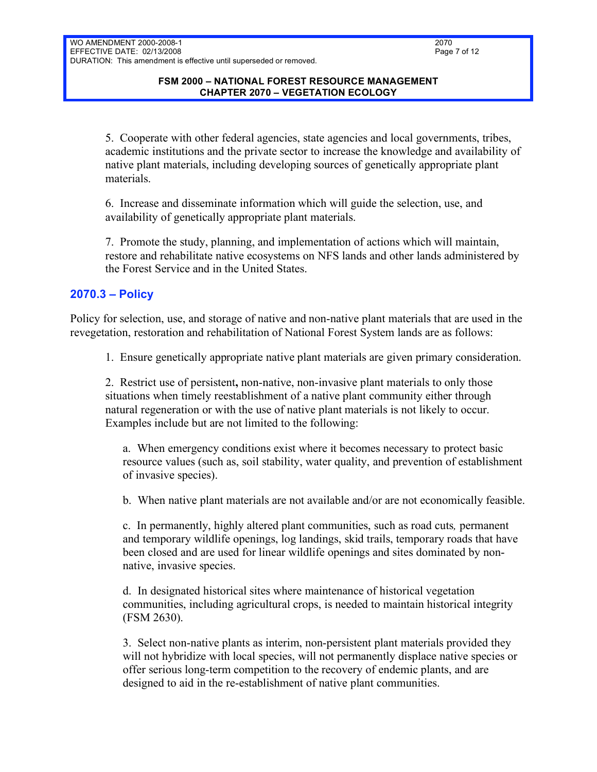5. Cooperate with other federal agencies, state agencies and local governments, tribes, academic institutions and the private sector to increase the knowledge and availability of native plant materials, including developing sources of genetically appropriate plant materials.

6. Increase and disseminate information which will guide the selection, use, and availability of genetically appropriate plant materials.

7. Promote the study, planning, and implementation of actions which will maintain, restore and rehabilitate native ecosystems on NFS lands and other lands administered by the Forest Service and in the United States.

## 2070.3 – Policy

Policy for selection, use, and storage of native and non-native plant materials that are used in the revegetation, restoration and rehabilitation of National Forest System lands are as follows:

1. Ensure genetically appropriate native plant materials are given primary consideration.

2. Restrict use of persistent**,** non-native, non-invasive plant materials to only those situations when timely reestablishment of a native plant community either through natural regeneration or with the use of native plant materials is not likely to occur. Examples include but are not limited to the following:

   a. When emergency conditions exist where it becomes necessary to protect basic resource values (such as, soil stability, water quality, and prevention of establishment of invasive species).

   b. When native plant materials are not available and/or are not economically feasible.

   c. In permanently, highly altered plant communities, such as road cuts*,* permanent and temporary wildlife openings, log landings, skid trails, temporary roads that have been closed and are used for linear wildlife openings and sites dominated by non-native, invasive species.

   d. In designated historical sites where maintenance of historical vegetation communities, including agricultural crops, is needed to maintain historical integrity (FSM 2630).

3. Select non-native plants as interim, non-persistent plant materials provided they will not hybridize with local species, will not permanently displace native species or offer serious long-term competition to the recovery of endemic plants, and are designed to aid in the re-establishment of native plant communities.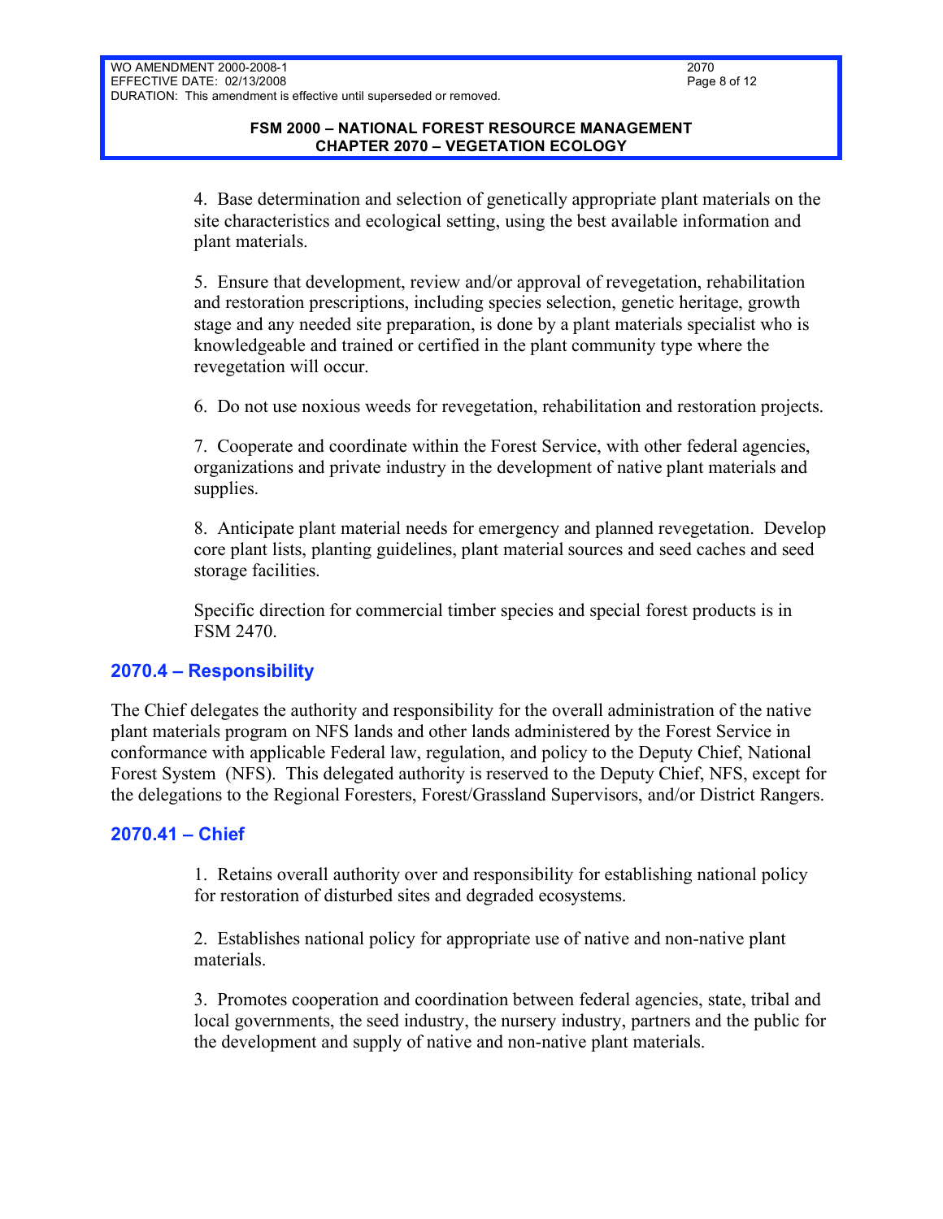4. Base determination and selection of genetically appropriate plant materials on the site characteristics and ecological setting, using the best available information and plant materials.

5. Ensure that development, review and/or approval of revegetation, rehabilitation and restoration prescriptions, including species selection, genetic heritage, growth stage and any needed site preparation, is done by a plant materials specialist who is knowledgeable and trained or certified in the plant community type where the revegetation will occur.

6. Do not use noxious weeds for revegetation, rehabilitation and restoration projects.

7. Cooperate and coordinate within the Forest Service, with other federal agencies, organizations and private industry in the development of native plant materials and supplies.

8. Anticipate plant material needs for emergency and planned revegetation. Develop core plant lists, planting guidelines, plant material sources and seed caches and seed storage facilities.

Specific direction for commercial timber species and special forest products is in FSM 2470.

## 2070.4 – Responsibility

The Chief delegates the authority and responsibility for the overall administration of the native plant materials program on NFS lands and other lands administered by the Forest Service in conformance with applicable Federal law, regulation, and policy to the Deputy Chief, National Forest System (NFS). This delegated authority is reserved to the Deputy Chief, NFS, except for the delegations to the Regional Foresters, Forest/Grassland Supervisors, and/or District Rangers.

## 2070.41 – Chief

1. Retains overall authority over and responsibility for establishing national policy for restoration of disturbed sites and degraded ecosystems.

2. Establishes national policy for appropriate use of native and non-native plant materials.

3. Promotes cooperation and coordination between federal agencies, state, tribal and local governments, the seed industry, the nursery industry, partners and the public for the development and supply of native and non-native plant materials.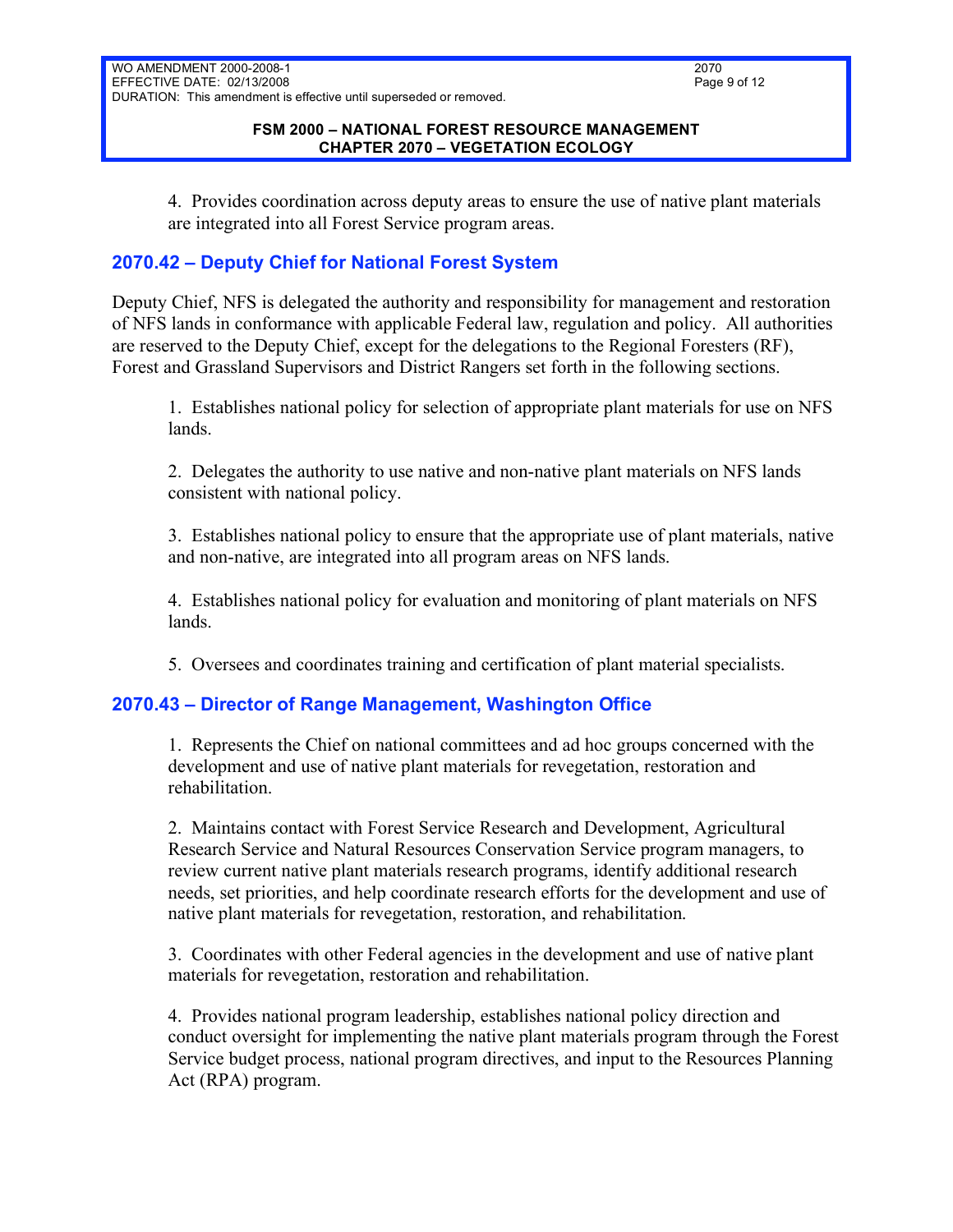4. Provides coordination across deputy areas to ensure the use of native plant materials are integrated into all Forest Service program areas.

## 2070.42 – Deputy Chief for National Forest System

Deputy Chief, NFS is delegated the authority and responsibility for management and restoration of NFS lands in conformance with applicable Federal law, regulation and policy. All authorities are reserved to the Deputy Chief, except for the delegations to the Regional Foresters (RF), Forest and Grassland Supervisors and District Rangers set forth in the following sections.

1. Establishes national policy for selection of appropriate plant materials for use on NFS lands.

2. Delegates the authority to use native and non-native plant materials on NFS lands consistent with national policy.

3. Establishes national policy to ensure that the appropriate use of plant materials, native and non-native, are integrated into all program areas on NFS lands.

4. Establishes national policy for evaluation and monitoring of plant materials on NFS lands.

5. Oversees and coordinates training and certification of plant material specialists.

## 2070.43 – Director of Range Management, Washington Office

1. Represents the Chief on national committees and ad hoc groups concerned with the development and use of native plant materials for revegetation, restoration and rehabilitation.

2. Maintains contact with Forest Service Research and Development, Agricultural Research Service and Natural Resources Conservation Service program managers, to review current native plant materials research programs, identify additional research needs, set priorities, and help coordinate research efforts for the development and use of native plant materials for revegetation, restoration, and rehabilitation.

3. Coordinates with other Federal agencies in the development and use of native plant materials for revegetation, restoration and rehabilitation.

4. Provides national program leadership, establishes national policy direction and conduct oversight for implementing the native plant materials program through the Forest Service budget process, national program directives, and input to the Resources Planning Act (RPA) program.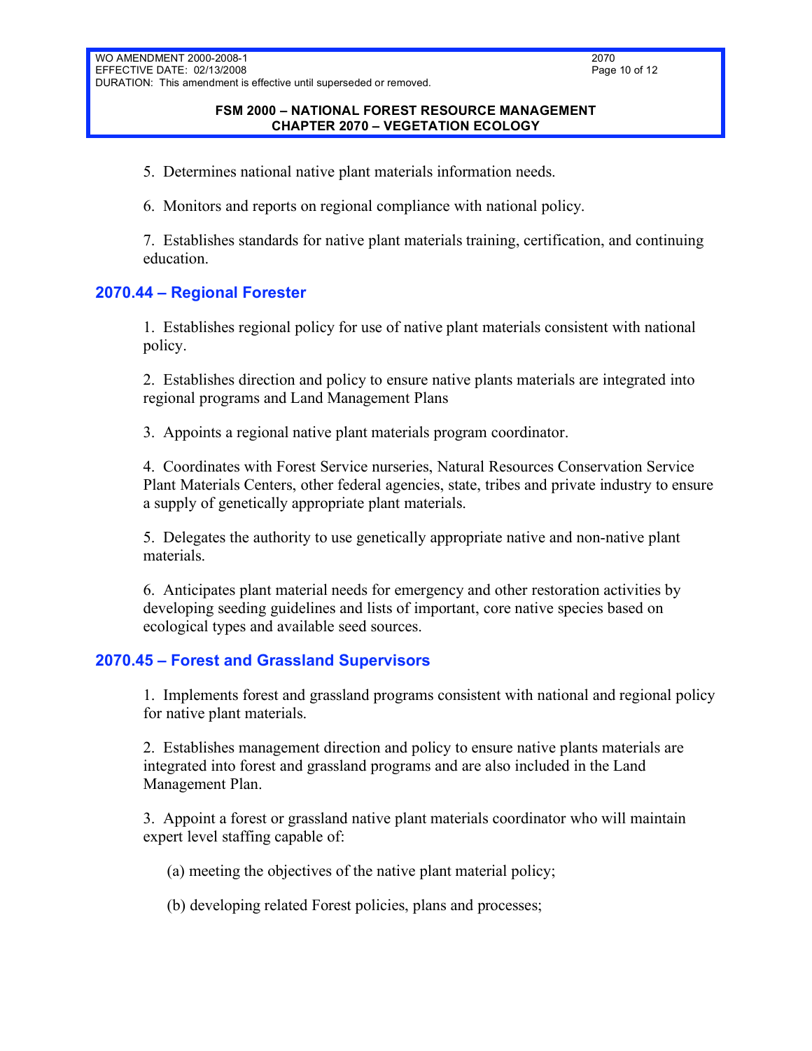5. Determines national native plant materials information needs.

6. Monitors and reports on regional compliance with national policy.

7. Establishes standards for native plant materials training, certification, and continuing education.

## 2070.44 – Regional Forester

1. Establishes regional policy for use of native plant materials consistent with national policy.

2. Establishes direction and policy to ensure native plants materials are integrated into regional programs and Land Management Plans

3. Appoints a regional native plant materials program coordinator.

4. Coordinates with Forest Service nurseries, Natural Resources Conservation Service Plant Materials Centers, other federal agencies, state, tribes and private industry to ensure a supply of genetically appropriate plant materials.

5. Delegates the authority to use genetically appropriate native and non-native plant materials.

6. Anticipates plant material needs for emergency and other restoration activities by developing seeding guidelines and lists of important, core native species based on ecological types and available seed sources.

## 2070.45 – Forest and Grassland Supervisors

1. Implements forest and grassland programs consistent with national and regional policy for native plant materials.

2. Establishes management direction and policy to ensure native plants materials are integrated into forest and grassland programs and are also included in the Land Management Plan.

3. Appoint a forest or grassland native plant materials coordinator who will maintain expert level staffing capable of:

   (a) meeting the objectives of the native plant material policy;

   (b) developing related Forest policies, plans and processes;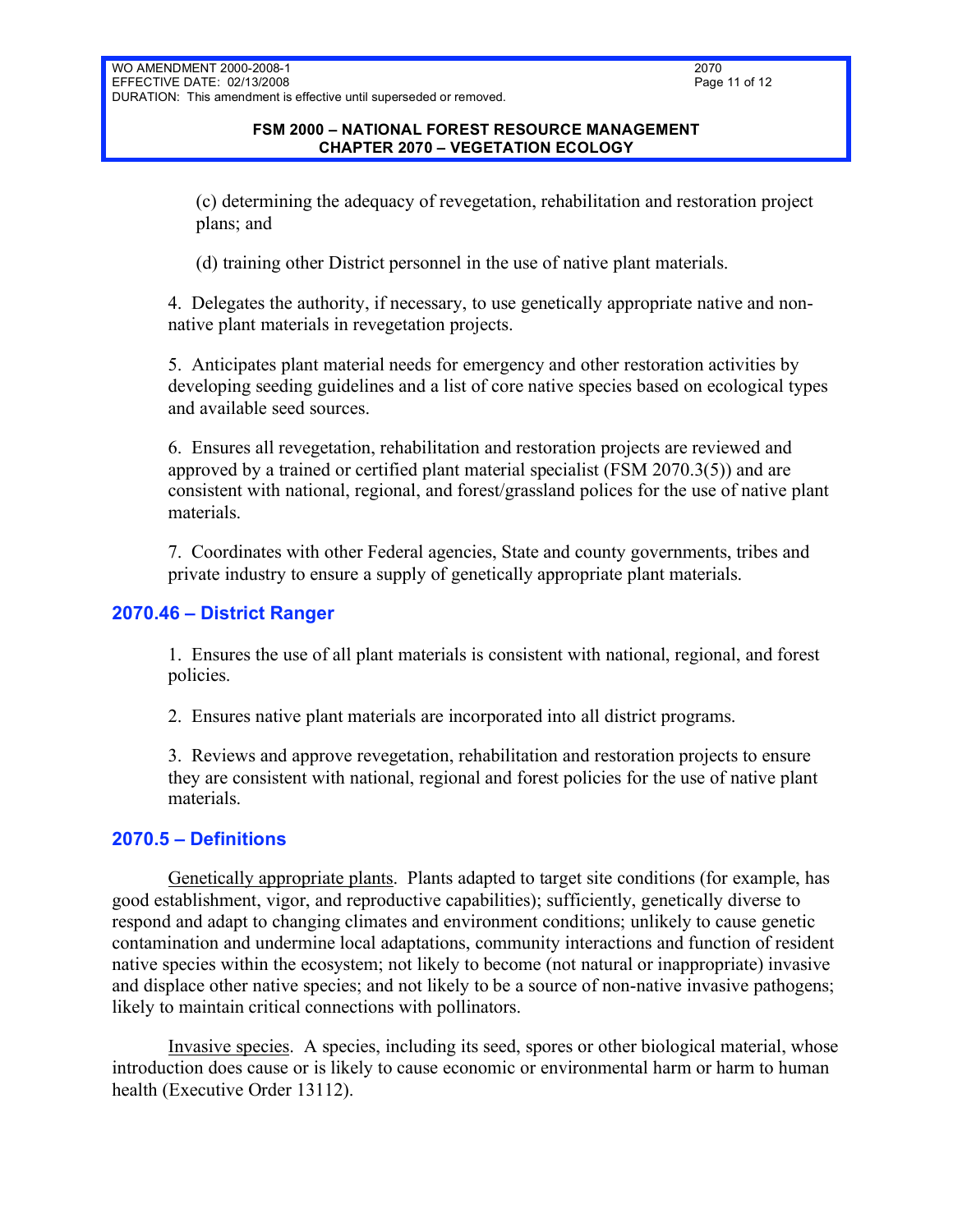(c) determining the adequacy of revegetation, rehabilitation and restoration project plans; and

(d) training other District personnel in the use of native plant materials.

4. Delegates the authority, if necessary, to use genetically appropriate native and non-native plant materials in revegetation projects.

5. Anticipates plant material needs for emergency and other restoration activities by developing seeding guidelines and a list of core native species based on ecological types and available seed sources.

6. Ensures all revegetation, rehabilitation and restoration projects are reviewed and approved by a trained or certified plant material specialist (FSM 2070.3(5)) and are consistent with national, regional, and forest/grassland polices for the use of native plant materials.

7. Coordinates with other Federal agencies, State and county governments, tribes and private industry to ensure a supply of genetically appropriate plant materials.

## 2070.46 – District Ranger

1. Ensures the use of all plant materials is consistent with national, regional, and forest policies.

2. Ensures native plant materials are incorporated into all district programs.

3. Reviews and approve revegetation, rehabilitation and restoration projects to ensure they are consistent with national, regional and forest policies for the use of native plant materials.

## 2070.5 – Definitions

Genetically appropriate plants. Plants adapted to target site conditions (for example, has good establishment, vigor, and reproductive capabilities); sufficiently, genetically diverse to respond and adapt to changing climates and environment conditions; unlikely to cause genetic contamination and undermine local adaptations, community interactions and function of resident native species within the ecosystem; not likely to become (not natural or inappropriate) invasive and displace other native species; and not likely to be a source of non-native invasive pathogens; likely to maintain critical connections with pollinators.

Invasive species. A species, including its seed, spores or other biological material, whose introduction does cause or is likely to cause economic or environmental harm or harm to human health (Executive Order 13112).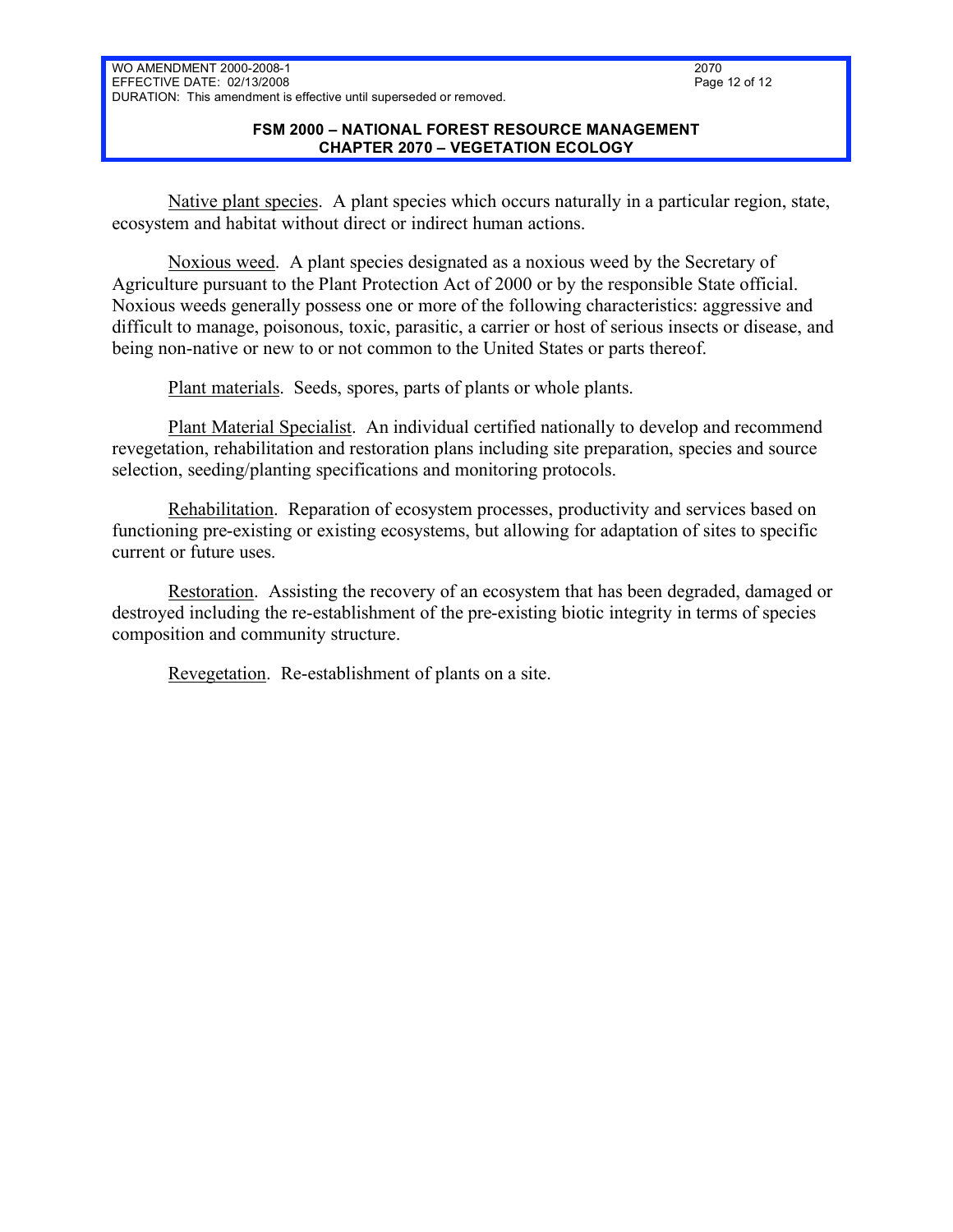Native plant species. A plant species which occurs naturally in a particular region, state, ecosystem and habitat without direct or indirect human actions.

Noxious weed. A plant species designated as a noxious weed by the Secretary of Agriculture pursuant to the Plant Protection Act of 2000 or by the responsible State official. Noxious weeds generally possess one or more of the following characteristics: aggressive and difficult to manage, poisonous, toxic, parasitic, a carrier or host of serious insects or disease, and being non-native or new to or not common to the United States or parts thereof.

Plant materials. Seeds, spores, parts of plants or whole plants.

Plant Material Specialist. An individual certified nationally to develop and recommend revegetation, rehabilitation and restoration plans including site preparation, species and source selection, seeding/planting specifications and monitoring protocols.

Rehabilitation. Reparation of ecosystem processes, productivity and services based on functioning pre-existing or existing ecosystems, but allowing for adaptation of sites to specific current or future uses.

Restoration. Assisting the recovery of an ecosystem that has been degraded, damaged or destroyed including the re-establishment of the pre-existing biotic integrity in terms of species composition and community structure.

Revegetation. Re-establishment of plants on a site.